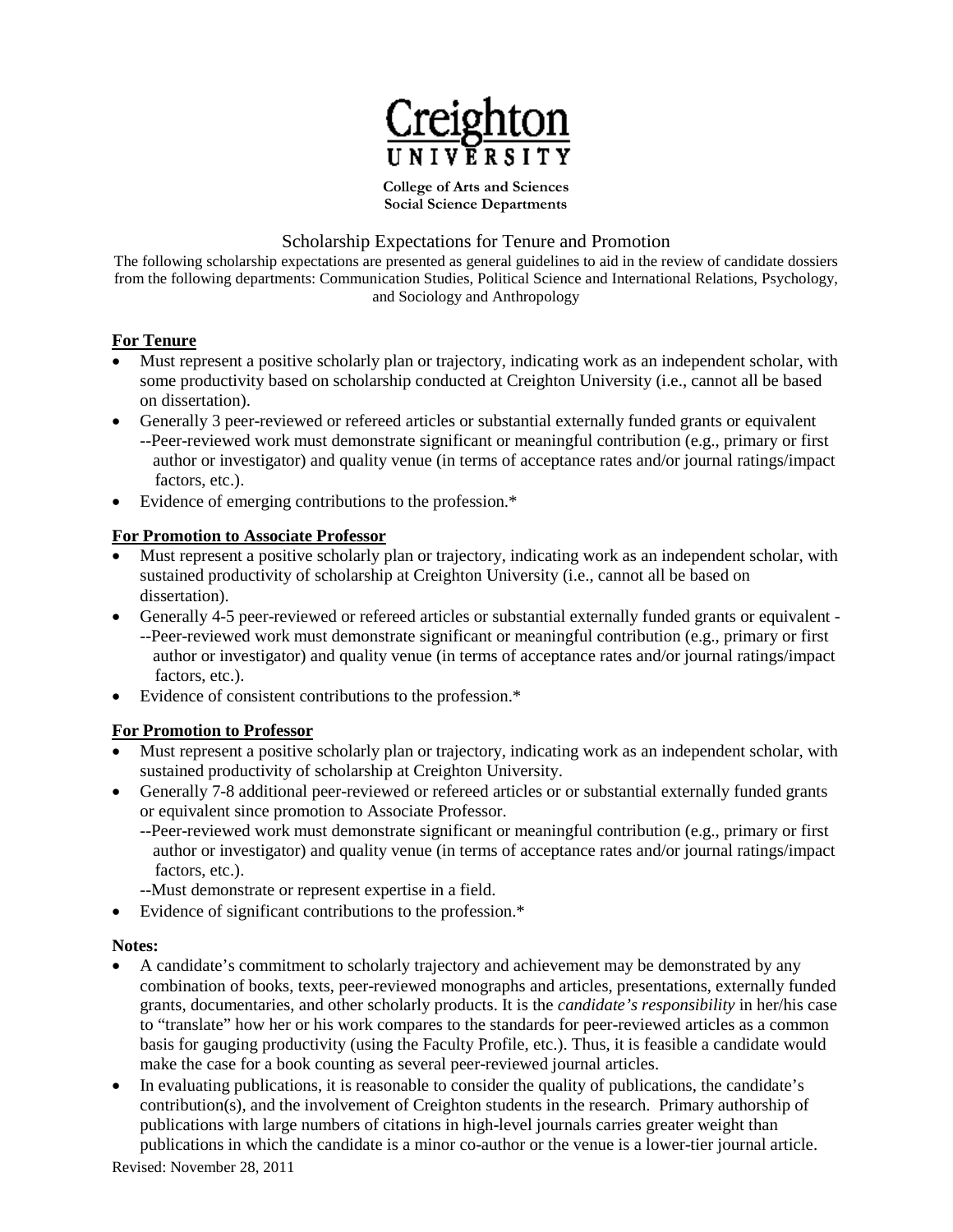Creighton University

**College of Arts and Sciences**
**Social Science Departments**

# Scholarship Expectations for Tenure and Promotion

The following scholarship expectations are presented as general guidelines to aid in the review of candidate dossiers from the following departments: Communication Studies, Political Science and International Relations, Psychology, and Sociology and Anthropology

## For Tenure

- Must represent a positive scholarly plan or trajectory, indicating work as an independent scholar, with some productivity based on scholarship conducted at Creighton University (i.e., cannot all be based on dissertation).
- Generally 3 peer-reviewed or refereed articles or substantial externally funded grants or equivalent
  --Peer-reviewed work must demonstrate significant or meaningful contribution (e.g., primary or first author or investigator) and quality venue (in terms of acceptance rates and/or journal ratings/impact factors, etc.).
- Evidence of emerging contributions to the profession.*

## For Promotion to Associate Professor

- Must represent a positive scholarly plan or trajectory, indicating work as an independent scholar, with sustained productivity of scholarship at Creighton University (i.e., cannot all be based on dissertation).
- Generally 4-5 peer-reviewed or refereed articles or substantial externally funded grants or equivalent -
  --Peer-reviewed work must demonstrate significant or meaningful contribution (e.g., primary or first author or investigator) and quality venue (in terms of acceptance rates and/or journal ratings/impact factors, etc.).
- Evidence of consistent contributions to the profession.*

## For Promotion to Professor

- Must represent a positive scholarly plan or trajectory, indicating work as an independent scholar, with sustained productivity of scholarship at Creighton University.
- Generally 7-8 additional peer-reviewed or refereed articles or or substantial externally funded grants or equivalent since promotion to Associate Professor.
  --Peer-reviewed work must demonstrate significant or meaningful contribution (e.g., primary or first author or investigator) and quality venue (in terms of acceptance rates and/or journal ratings/impact factors, etc.).
  --Must demonstrate or represent expertise in a field.
- Evidence of significant contributions to the profession.*

**Notes:**

- A candidate's commitment to scholarly trajectory and achievement may be demonstrated by any combination of books, texts, peer-reviewed monographs and articles, presentations, externally funded grants, documentaries, and other scholarly products. It is the *candidate's responsibility* in her/his case to "translate" how her or his work compares to the standards for peer-reviewed articles as a common basis for gauging productivity (using the Faculty Profile, etc.). Thus, it is feasible a candidate would make the case for a book counting as several peer-reviewed journal articles.
- In evaluating publications, it is reasonable to consider the quality of publications, the candidate's contribution(s), and the involvement of Creighton students in the research. Primary authorship of publications with large numbers of citations in high-level journals carries greater weight than publications in which the candidate is a minor co-author or the venue is a lower-tier journal article.

Revised: November 28, 2011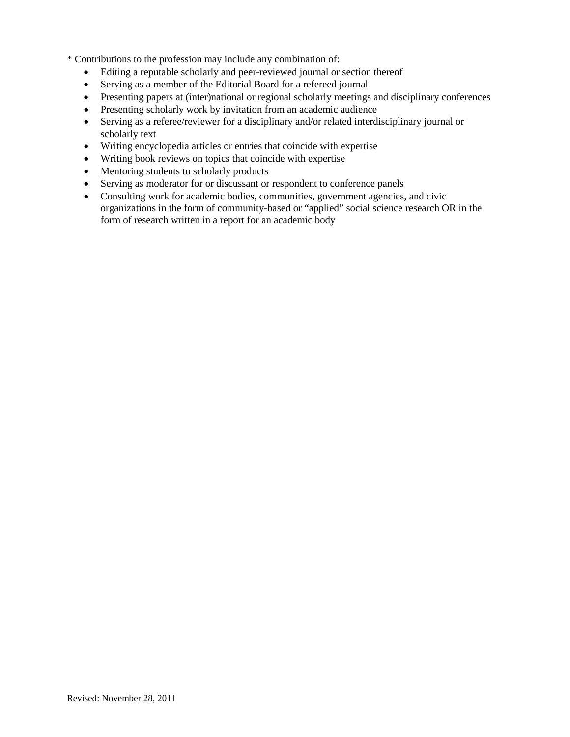* Contributions to the profession may include any combination of:

- Editing a reputable scholarly and peer-reviewed journal or section thereof
- Serving as a member of the Editorial Board for a refereed journal
- Presenting papers at (inter)national or regional scholarly meetings and disciplinary conferences
- Presenting scholarly work by invitation from an academic audience
- Serving as a referee/reviewer for a disciplinary and/or related interdisciplinary journal or scholarly text
- Writing encyclopedia articles or entries that coincide with expertise
- Writing book reviews on topics that coincide with expertise
- Mentoring students to scholarly products
- Serving as moderator for or discussant or respondent to conference panels
- Consulting work for academic bodies, communities, government agencies, and civic organizations in the form of community-based or "applied" social science research OR in the form of research written in a report for an academic body

Revised: November 28, 2011